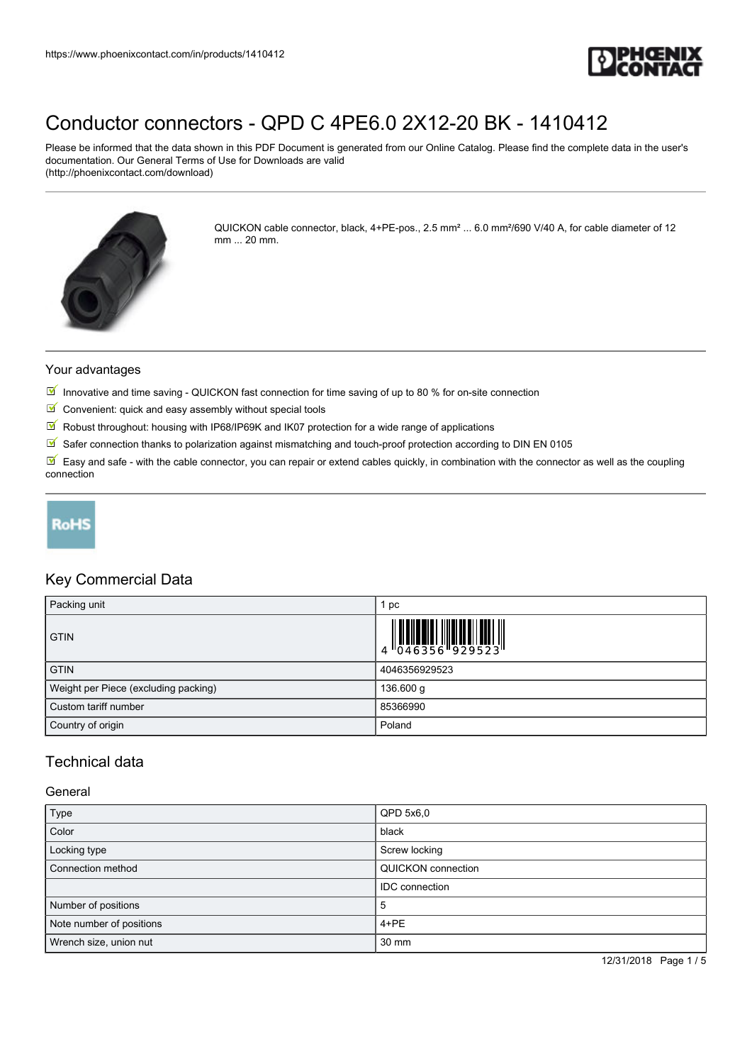# Conductor connectors - QPD C 4PE6.0 2X12-20 BK - 1410412

Please be informed that the data shown in this PDF Document is generated from our Online Catalog. Please find the complete data in the user's documentation. Our General Terms of Use for Downloads are valid (http://phoenixcontact.com/download)

QUICKON cable connector, black, 4+PE-pos., 2.5 mm² ... 6.0 mm²/690 V/40 A, for cable diameter of 12 mm ... 20 mm.

## Your advantages

- Innovative and time saving - QUICKON fast connection for time saving of up to 80 % for on-site connection
- Convenient: quick and easy assembly without special tools
- Robust throughout: housing with IP68/IP69K and IK07 protection for a wide range of applications
- Safer connection thanks to polarization against mismatching and touch-proof protection according to DIN EN 0105
- Easy and safe - with the cable connector, you can repair or extend cables quickly, in combination with the connector as well as the coupling connection

RoHS

## Key Commercial Data

| | |
|---|---|
| Packing unit | 1 pc |
| GTIN | 4 046356 929523 |
| GTIN | 4046356929523 |
| Weight per Piece (excluding packing) | 136.600 g |
| Custom tariff number | 85366990 |
| Country of origin | Poland |

## Technical data

### General

| | |
|---|---|
| Type | QPD 5x6,0 |
| Color | black |
| Locking type | Screw locking |
| Connection method | QUICKON connection |
| | IDC connection |
| Number of positions | 5 |
| Note number of positions | 4+PE |
| Wrench size, union nut | 30 mm |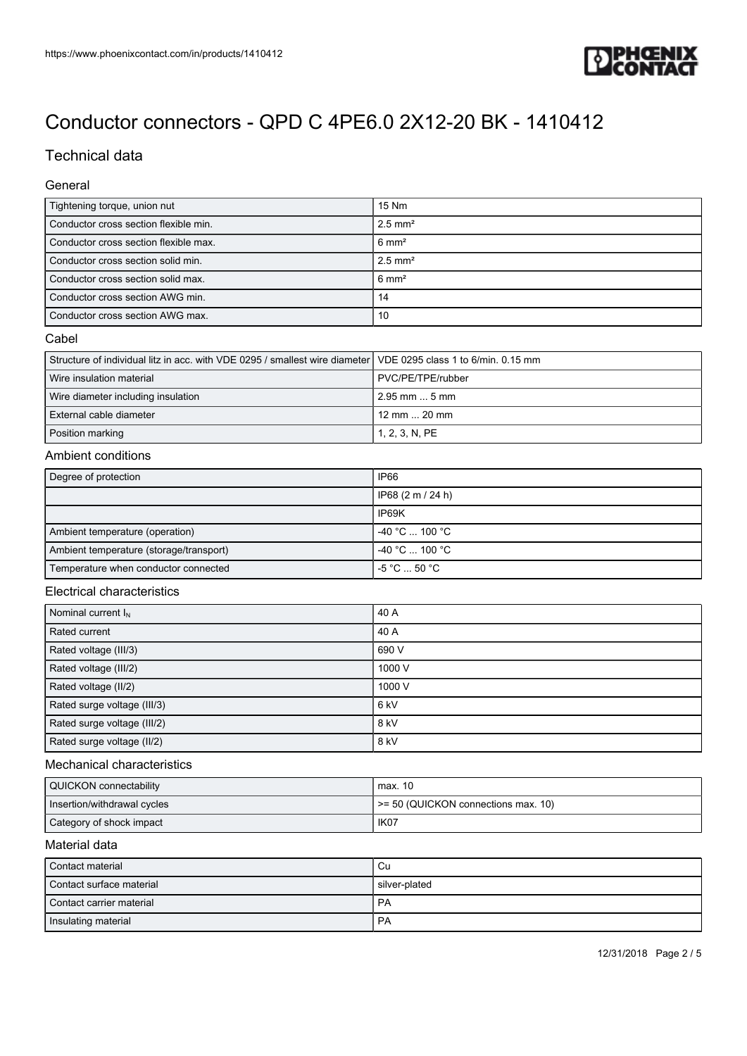# Conductor connectors - QPD C 4PE6.0 2X12-20 BK - 1410412

## Technical data

### General

| | |
|---|---|
| Tightening torque, union nut | 15 Nm |
| Conductor cross section flexible min. | 2.5 mm² |
| Conductor cross section flexible max. | 6 mm² |
| Conductor cross section solid min. | 2.5 mm² |
| Conductor cross section solid max. | 6 mm² |
| Conductor cross section AWG min. | 14 |
| Conductor cross section AWG max. | 10 |

### Cabel

| | |
|---|---|
| Structure of individual litz in acc. with VDE 0295 / smallest wire diameter | VDE 0295 class 1 to 6/min. 0.15 mm |
| Wire insulation material | PVC/PE/TPE/rubber |
| Wire diameter including insulation | 2.95 mm ... 5 mm |
| External cable diameter | 12 mm ... 20 mm |
| Position marking | 1, 2, 3, N, PE |

### Ambient conditions

| | |
|---|---|
| Degree of protection | IP66 |
| | IP68 (2 m / 24 h) |
| | IP69K |
| Ambient temperature (operation) | -40 °C ... 100 °C |
| Ambient temperature (storage/transport) | -40 °C ... 100 °C |
| Temperature when conductor connected | -5 °C ... 50 °C |

### Electrical characteristics

| | |
|---|---|
| Nominal current $I_N$ | 40 A |
| Rated current | 40 A |
| Rated voltage (III/3) | 690 V |
| Rated voltage (III/2) | 1000 V |
| Rated voltage (II/2) | 1000 V |
| Rated surge voltage (III/3) | 6 kV |
| Rated surge voltage (III/2) | 8 kV |
| Rated surge voltage (II/2) | 8 kV |

### Mechanical characteristics

| | |
|---|---|
| QUICKON connectability | max. 10 |
| Insertion/withdrawal cycles | >= 50 (QUICKON connections max. 10) |
| Category of shock impact | IK07 |

### Material data

| | |
|---|---|
| Contact material | Cu |
| Contact surface material | silver-plated |
| Contact carrier material | PA |
| Insulating material | PA |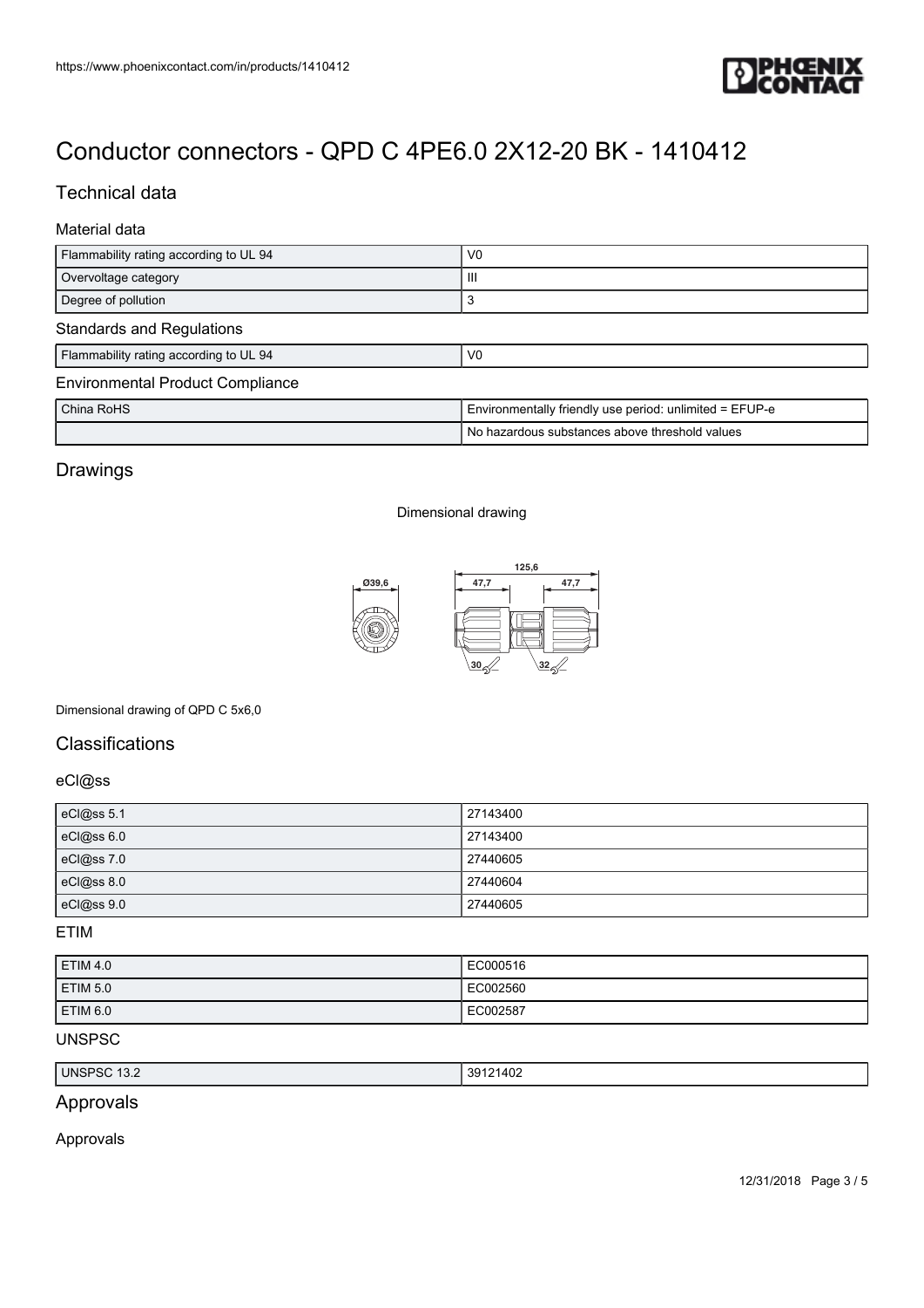# Conductor connectors - QPD C 4PE6.0 2X12-20 BK - 1410412

## Technical data

### Material data

| | |
|---|---|
| Flammability rating according to UL 94 | V0 |
| Overvoltage category | III |
| Degree of pollution | 3 |

### Standards and Regulations

| | |
|---|---|
| Flammability rating according to UL 94 | V0 |

### Environmental Product Compliance

| | |
|---|---|
| China RoHS | Environmentally friendly use period: unlimited = EFUP-e |
| | No hazardous substances above threshold values |

## Drawings

Dimensional drawing

Dimensional drawing of QPD C 5x6,0

## Classifications

### eCl@ss

| | |
|---|---|
| eCl@ss 5.1 | 27143400 |
| eCl@ss 6.0 | 27143400 |
| eCl@ss 7.0 | 27440605 |
| eCl@ss 8.0 | 27440604 |
| eCl@ss 9.0 | 27440605 |

### ETIM

| | |
|---|---|
| ETIM 4.0 | EC000516 |
| ETIM 5.0 | EC002560 |
| ETIM 6.0 | EC002587 |

### UNSPSC

| | |
|---|---|
| UNSPSC 13.2 | 39121402 |

## Approvals

Approvals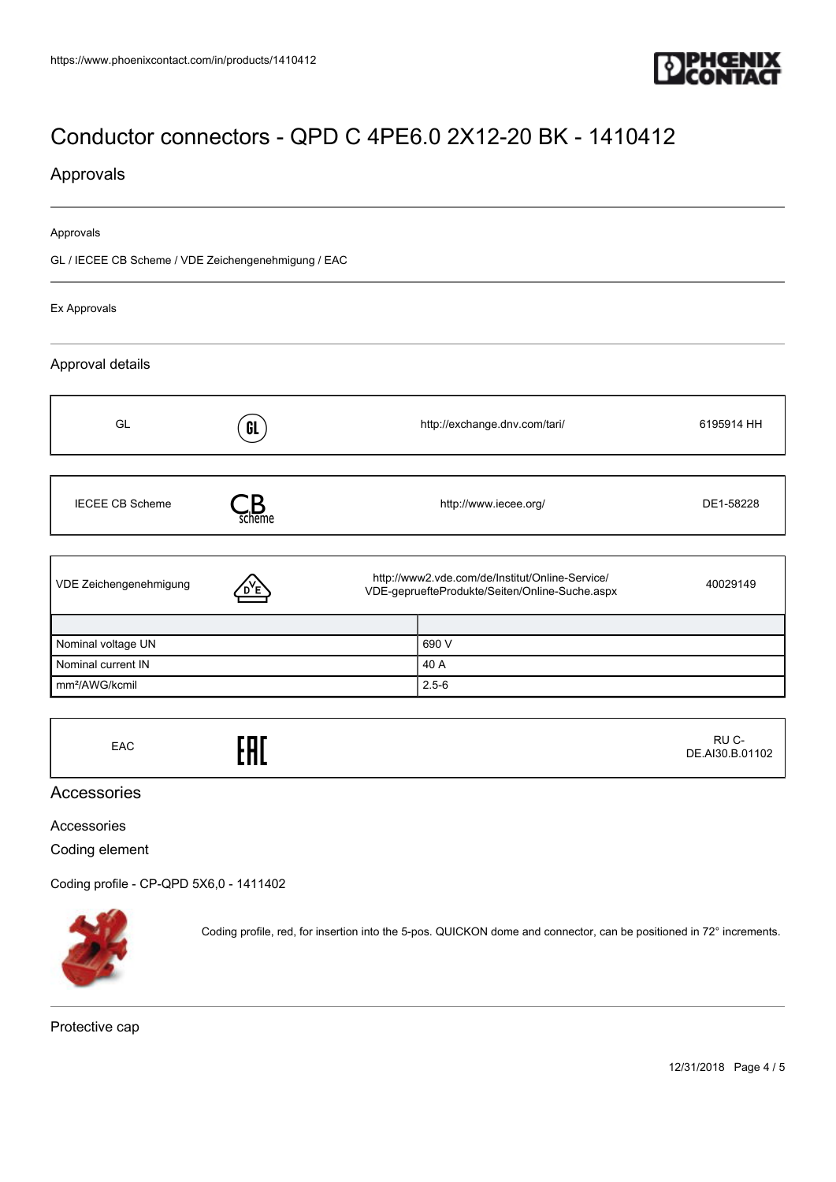# Conductor connectors - QPD C 4PE6.0 2X12-20 BK - 1410412

## Approvals

Approvals

GL / IECEE CB Scheme / VDE Zeichengenehmigung / EAC

Ex Approvals

### Approval details

| GL | | http://exchange.dnv.com/tari/ | 6195914 HH |
|---|---|---|---|

| IECEE CB Scheme | | http://www.iecee.org/ | DE1-58228 |
|---|---|---|---|

| VDE Zeichengenehmigung | | http://www2.vde.com/de/Institut/Online-Service/VDE-gepruefteProdukte/Seiten/Online-Suche.aspx | 40029149 |
|---|---|---|---|

| | |
|---|---|
| Nominal voltage UN | 690 V |
| Nominal current IN | 40 A |
| mm²/AWG/kcmil | 2.5-6 |

| EAC | | | RU C-DE.AI30.B.01102 |
|---|---|---|---|

## Accessories

Accessories

Coding element

Coding profile - CP-QPD 5X6,0 - 1411402

Coding profile, red, for insertion into the 5-pos. QUICKON dome and connector, can be positioned in 72° increments.

Protective cap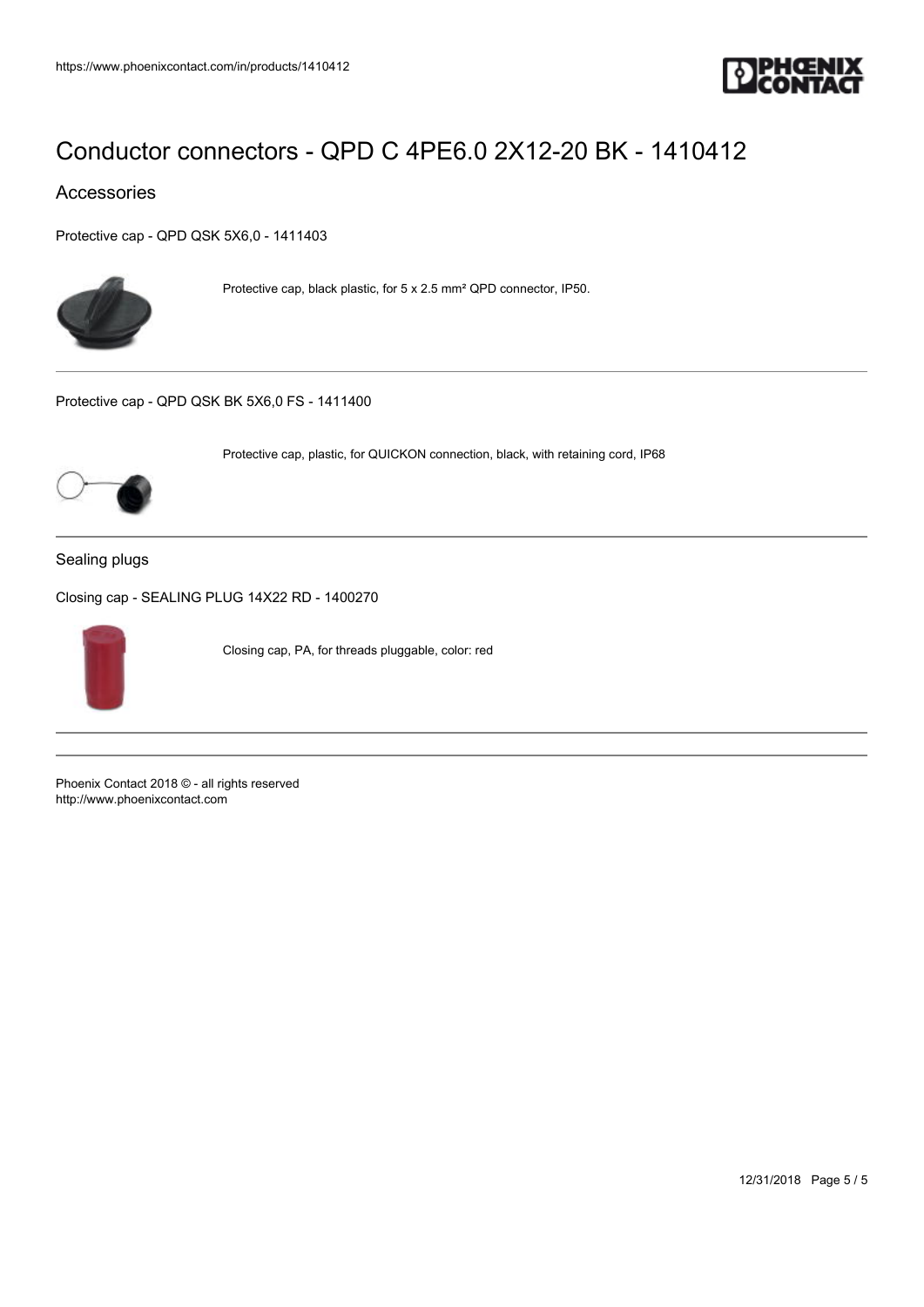# Conductor connectors - QPD C 4PE6.0 2X12-20 BK - 1410412

## Accessories

Protective cap - QPD QSK 5X6,0 - 1411403

Protective cap, black plastic, for 5 x 2.5 mm² QPD connector, IP50.

Protective cap - QPD QSK BK 5X6,0 FS - 1411400

Protective cap, plastic, for QUICKON connection, black, with retaining cord, IP68

### Sealing plugs

Closing cap - SEALING PLUG 14X22 RD - 1400270

Closing cap, PA, for threads pluggable, color: red

Phoenix Contact 2018 © - all rights reserved
http://www.phoenixcontact.com